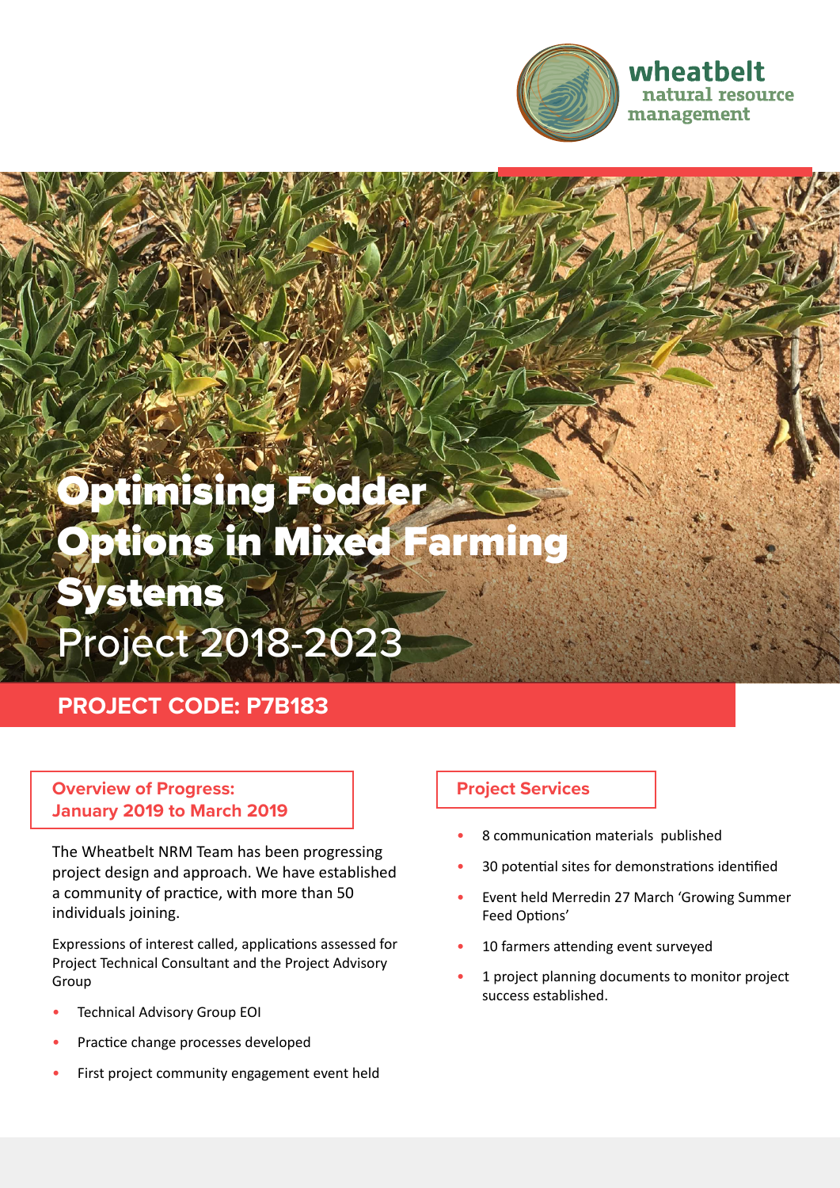wheatbelt natural resource management

# Optimising Fodder Options in Mixed Farming Systems Project 2018-2023

## PROJECT CODE: P7B183

### Overview of Progress: January 2019 to March 2019

The Wheatbelt NRM Team has been progressing project design and approach. We have established a community of practice, with more than 50 individuals joining.

Expressions of interest called, applications assessed for Project Technical Consultant and the Project Advisory Group

- Technical Advisory Group EOI
- Practice change processes developed
- First project community engagement event held

### Project Services

- 8 communication materials published
- 30 potential sites for demonstrations identified
- Event held Merredin 27 March 'Growing Summer Feed Options'
- 10 farmers attending event surveyed
- 1 project planning documents to monitor project success established.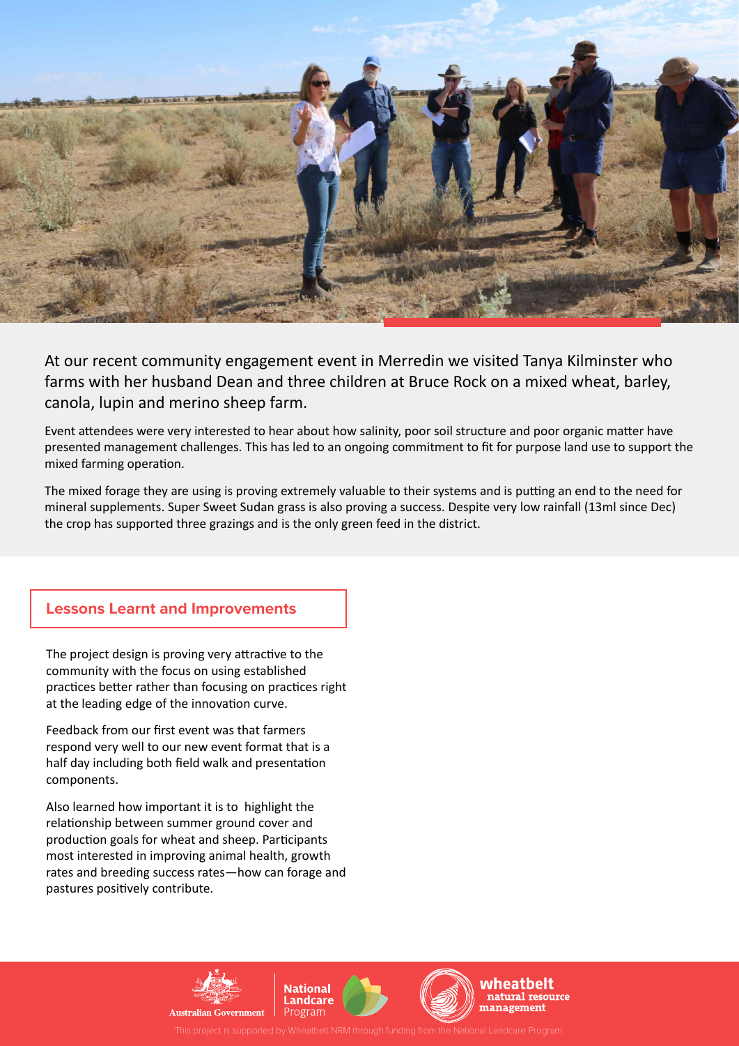At our recent community engagement event in Merredin we visited Tanya Kilminster who farms with her husband Dean and three children at Bruce Rock on a mixed wheat, barley, canola, lupin and merino sheep farm.

Event attendees were very interested to hear about how salinity, poor soil structure and poor organic matter have presented management challenges. This has led to an ongoing commitment to fit for purpose land use to support the mixed farming operation.

The mixed forage they are using is proving extremely valuable to their systems and is putting an end to the need for mineral supplements. Super Sweet Sudan grass is also proving a success. Despite very low rainfall (13ml since Dec) the crop has supported three grazings and is the only green feed in the district.

## Lessons Learnt and Improvements

The project design is proving very attractive to the community with the focus on using established practices better rather than focusing on practices right at the leading edge of the innovation curve.

Feedback from our first event was that farmers respond very well to our new event format that is a half day including both field walk and presentation components.

Also learned how important it is to highlight the relationship between summer ground cover and production goals for wheat and sheep. Participants most interested in improving animal health, growth rates and breeding success rates—how can forage and pastures positively contribute.

Australian Government | National Landcare Program | wheatbelt natural resource management

This project is supported by Wheatbelt NRM through funding from the National Landcare Program